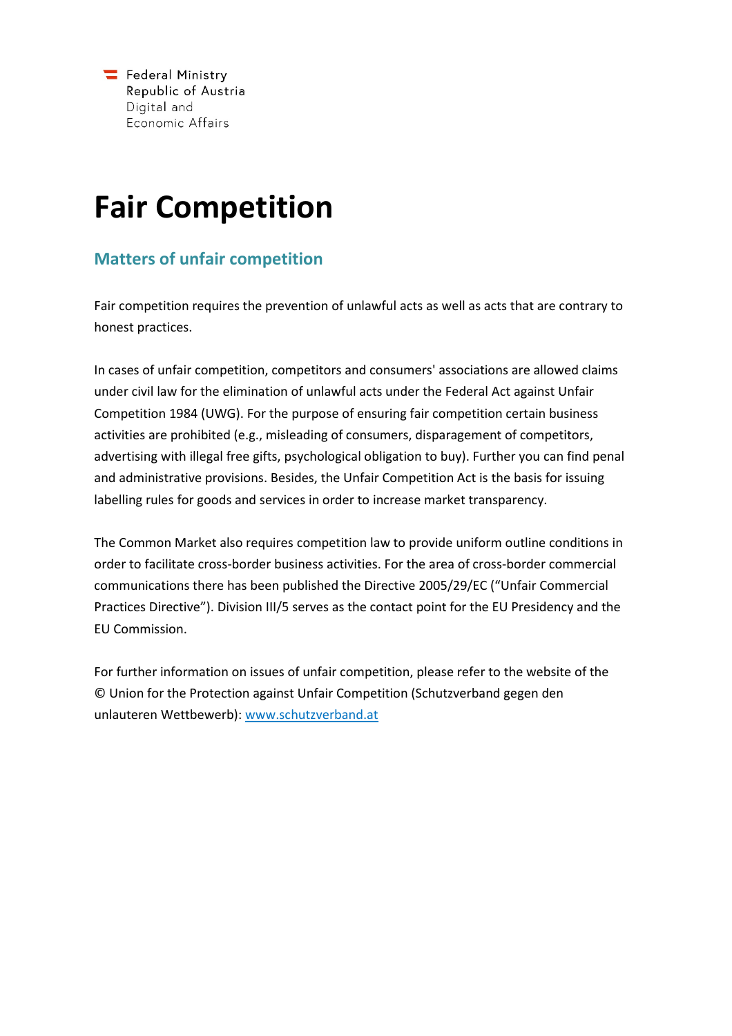Federal Ministry
Republic of Austria
Digital and
Economic Affairs

# Fair Competition

## Matters of unfair competition

Fair competition requires the prevention of unlawful acts as well as acts that are contrary to honest practices.

In cases of unfair competition, competitors and consumers' associations are allowed claims under civil law for the elimination of unlawful acts under the Federal Act against Unfair Competition 1984 (UWG). For the purpose of ensuring fair competition certain business activities are prohibited (e.g., misleading of consumers, disparagement of competitors, advertising with illegal free gifts, psychological obligation to buy). Further you can find penal and administrative provisions. Besides, the Unfair Competition Act is the basis for issuing labelling rules for goods and services in order to increase market transparency.

The Common Market also requires competition law to provide uniform outline conditions in order to facilitate cross-border business activities. For the area of cross-border commercial communications there has been published the Directive 2005/29/EC ("Unfair Commercial Practices Directive"). Division III/5 serves as the contact point for the EU Presidency and the EU Commission.

For further information on issues of unfair competition, please refer to the website of the © Union for the Protection against Unfair Competition (Schutzverband gegen den unlauteren Wettbewerb): [www.schutzverband.at](http://www.schutzverband.at)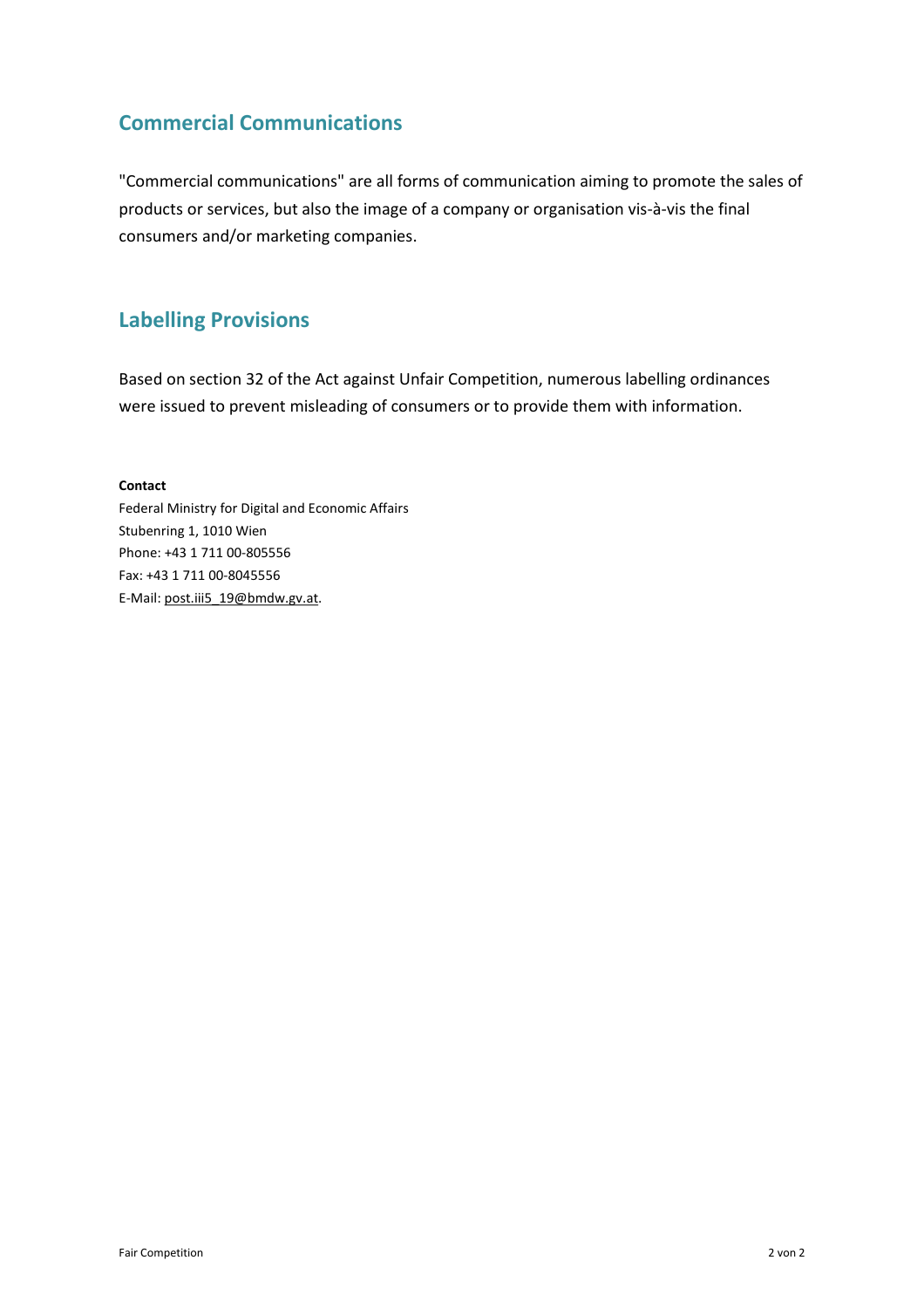## Commercial Communications

"Commercial communications" are all forms of communication aiming to promote the sales of products or services, but also the image of a company or organisation vis-à-vis the final consumers and/or marketing companies.

## Labelling Provisions

Based on section 32 of the Act against Unfair Competition, numerous labelling ordinances were issued to prevent misleading of consumers or to provide them with information.

**Contact**
Federal Ministry for Digital and Economic Affairs
Stubenring 1, 1010 Wien
Phone: +43 1 711 00-805556
Fax: +43 1 711 00-8045556
E-Mail: post.iii5_19@bmdw.gv.at.